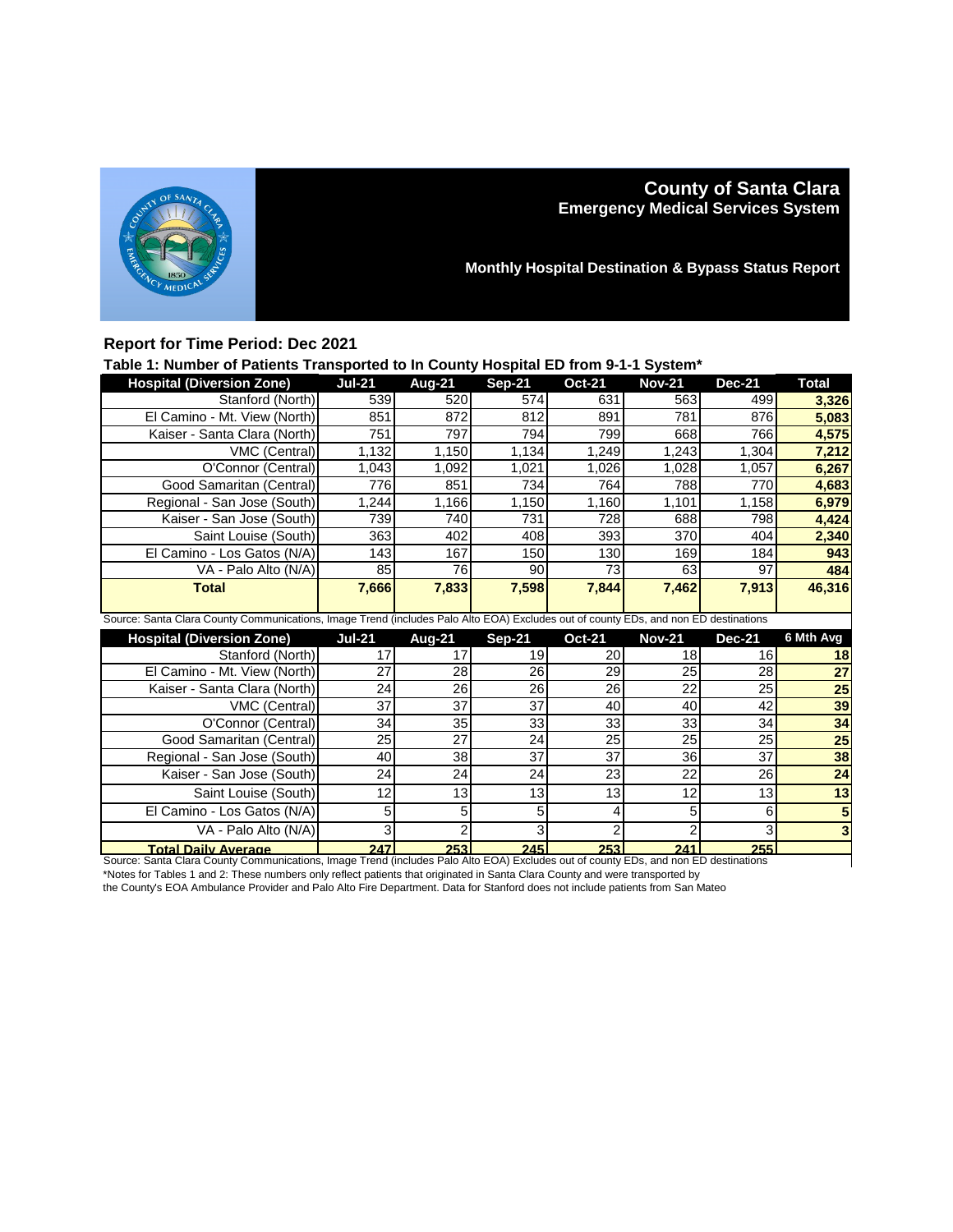# County of Santa Clara
## Emergency Medical Services System

### Monthly Hospital Destination & Bypass Status Report

**Report for Time Period: Dec 2021**

**Table 1: Number of Patients Transported to In County Hospital ED from 9-1-1 System***

| Hospital (Diversion Zone) | Jul-21 | Aug-21 | Sep-21 | Oct-21 | Nov-21 | Dec-21 | Total |
|---|---|---|---|---|---|---|---|
| Stanford (North) | 539 | 520 | 574 | 631 | 563 | 499 | **3,326** |
| El Camino - Mt. View (North) | 851 | 872 | 812 | 891 | 781 | 876 | **5,083** |
| Kaiser - Santa Clara (North) | 751 | 797 | 794 | 799 | 668 | 766 | **4,575** |
| VMC (Central) | 1,132 | 1,150 | 1,134 | 1,249 | 1,243 | 1,304 | **7,212** |
| O'Connor (Central) | 1,043 | 1,092 | 1,021 | 1,026 | 1,028 | 1,057 | **6,267** |
| Good Samaritan (Central) | 776 | 851 | 734 | 764 | 788 | 770 | **4,683** |
| Regional - San Jose (South) | 1,244 | 1,166 | 1,150 | 1,160 | 1,101 | 1,158 | **6,979** |
| Kaiser - San Jose (South) | 739 | 740 | 731 | 728 | 688 | 798 | **4,424** |
| Saint Louise (South) | 363 | 402 | 408 | 393 | 370 | 404 | **2,340** |
| El Camino - Los Gatos (N/A) | 143 | 167 | 150 | 130 | 169 | 184 | **943** |
| VA - Palo Alto (N/A) | 85 | 76 | 90 | 73 | 63 | 97 | **484** |
| **Total** | **7,666** | **7,833** | **7,598** | **7,844** | **7,462** | **7,913** | **46,316** |

Source: Santa Clara County Communications, Image Trend (includes Palo Alto EOA) Excludes out of county EDs, and non ED destinations

| Hospital (Diversion Zone) | Jul-21 | Aug-21 | Sep-21 | Oct-21 | Nov-21 | Dec-21 | 6 Mth Avg |
|---|---|---|---|---|---|---|---|
| Stanford (North) | 17 | 17 | 19 | 20 | 18 | 16 | **18** |
| El Camino - Mt. View (North) | 27 | 28 | 26 | 29 | 25 | 28 | **27** |
| Kaiser - Santa Clara (North) | 24 | 26 | 26 | 26 | 22 | 25 | **25** |
| VMC (Central) | 37 | 37 | 37 | 40 | 40 | 42 | **39** |
| O'Connor (Central) | 34 | 35 | 33 | 33 | 33 | 34 | **34** |
| Good Samaritan (Central) | 25 | 27 | 24 | 25 | 25 | 25 | **25** |
| Regional - San Jose (South) | 40 | 38 | 37 | 37 | 36 | 37 | **38** |
| Kaiser - San Jose (South) | 24 | 24 | 24 | 23 | 22 | 26 | **24** |
| Saint Louise (South) | 12 | 13 | 13 | 13 | 12 | 13 | **13** |
| El Camino - Los Gatos (N/A) | 5 | 5 | 5 | 4 | 5 | 6 | **5** |
| VA - Palo Alto (N/A) | 3 | 2 | 3 | 2 | 2 | 3 | **3** |
| **Total Daily Average** | **247** | **253** | **245** | **253** | **241** | **255** | |

Source: Santa Clara County Communications, Image Trend (includes Palo Alto EOA) Excludes out of county EDs, and non ED destinations

*Notes for Tables 1 and 2: These numbers only reflect patients that originated in Santa Clara County and were transported by the County's EOA Ambulance Provider and Palo Alto Fire Department. Data for Stanford does not include patients from San Mateo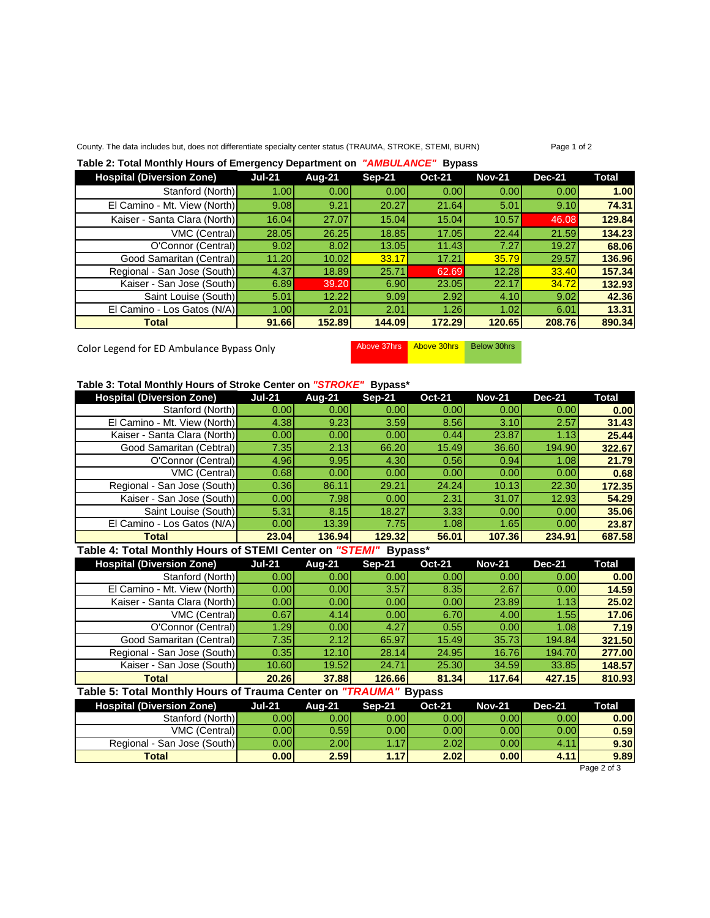County. The data includes but, does not differentiate specialty center status (TRAUMA, STROKE, STEMI, BURN)

**Table 2: Total Monthly Hours of Emergency Department on *"AMBULANCE"* Bypass**

| Hospital (Diversion Zone) | Jul-21 | Aug-21 | Sep-21 | Oct-21 | Nov-21 | Dec-21 | Total |
|---|---|---|---|---|---|---|---|
| Stanford (North) | 1.00 | 0.00 | 0.00 | 0.00 | 0.00 | 0.00 | **1.00** |
| El Camino - Mt. View (North) | 9.08 | 9.21 | 20.27 | 21.64 | 5.01 | 9.10 | **74.31** |
| Kaiser - Santa Clara (North) | 16.04 | 27.07 | 15.04 | 15.04 | 10.57 | 46.08 | **129.84** |
| VMC (Central) | 28.05 | 26.25 | 18.85 | 17.05 | 22.44 | 21.59 | **134.23** |
| O'Connor (Central) | 9.02 | 8.02 | 13.05 | 11.43 | 7.27 | 19.27 | **68.06** |
| Good Samaritan (Central) | 11.20 | 10.02 | 33.17 | 17.21 | 35.79 | 29.57 | **136.96** |
| Regional - San Jose (South) | 4.37 | 18.89 | 25.71 | 62.69 | 12.28 | 33.40 | **157.34** |
| Kaiser - San Jose (South) | 6.89 | 39.20 | 6.90 | 23.05 | 22.17 | 34.72 | **132.93** |
| Saint Louise (South) | 5.01 | 12.22 | 9.09 | 2.92 | 4.10 | 9.02 | **42.36** |
| El Camino - Los Gatos (N/A) | 1.00 | 2.01 | 2.01 | 1.26 | 1.02 | 6.01 | **13.31** |
| **Total** | **91.66** | **152.89** | **144.09** | **172.29** | **120.65** | **208.76** | **890.34** |

Color Legend for ED Ambulance Bypass Only

| Above 37hrs | Above 30hrs | Below 30hrs |
|---|---|---|

**Table 3: Total Monthly Hours of Stroke Center on *"STROKE"* Bypass***

| Hospital (Diversion Zone) | Jul-21 | Aug-21 | Sep-21 | Oct-21 | Nov-21 | Dec-21 | Total |
|---|---|---|---|---|---|---|---|
| Stanford (North) | 0.00 | 0.00 | 0.00 | 0.00 | 0.00 | 0.00 | **0.00** |
| El Camino - Mt. View (North) | 4.38 | 9.23 | 3.59 | 8.56 | 3.10 | 2.57 | **31.43** |
| Kaiser - Santa Clara (North) | 0.00 | 0.00 | 0.00 | 0.44 | 23.87 | 1.13 | **25.44** |
| Good Samaritan (Cebtral) | 7.35 | 2.13 | 66.20 | 15.49 | 36.60 | 194.90 | **322.67** |
| O'Connor (Central) | 4.96 | 9.95 | 4.30 | 0.56 | 0.94 | 1.08 | **21.79** |
| VMC (Central) | 0.68 | 0.00 | 0.00 | 0.00 | 0.00 | 0.00 | **0.68** |
| Regional - San Jose (South) | 0.36 | 86.11 | 29.21 | 24.24 | 10.13 | 22.30 | **172.35** |
| Kaiser - San Jose (South) | 0.00 | 7.98 | 0.00 | 2.31 | 31.07 | 12.93 | **54.29** |
| Saint Louise (South) | 5.31 | 8.15 | 18.27 | 3.33 | 0.00 | 0.00 | **35.06** |
| El Camino - Los Gatos (N/A) | 0.00 | 13.39 | 7.75 | 1.08 | 1.65 | 0.00 | **23.87** |
| **Total** | **23.04** | **136.94** | **129.32** | **56.01** | **107.36** | **234.91** | **687.58** |

**Table 4: Total Monthly Hours of STEMI Center on *"STEMI"* Bypass***

| Hospital (Diversion Zone) | Jul-21 | Aug-21 | Sep-21 | Oct-21 | Nov-21 | Dec-21 | Total |
|---|---|---|---|---|---|---|---|
| Stanford (North) | 0.00 | 0.00 | 0.00 | 0.00 | 0.00 | 0.00 | **0.00** |
| El Camino - Mt. View (North) | 0.00 | 0.00 | 3.57 | 8.35 | 2.67 | 0.00 | **14.59** |
| Kaiser - Santa Clara (North) | 0.00 | 0.00 | 0.00 | 0.00 | 23.89 | 1.13 | **25.02** |
| VMC (Central) | 0.67 | 4.14 | 0.00 | 6.70 | 4.00 | 1.55 | **17.06** |
| O'Connor (Central) | 1.29 | 0.00 | 4.27 | 0.55 | 0.00 | 1.08 | **7.19** |
| Good Samaritan (Central) | 7.35 | 2.12 | 65.97 | 15.49 | 35.73 | 194.84 | **321.50** |
| Regional - San Jose (South) | 0.35 | 12.10 | 28.14 | 24.95 | 16.76 | 194.70 | **277.00** |
| Kaiser - San Jose (South) | 10.60 | 19.52 | 24.71 | 25.30 | 34.59 | 33.85 | **148.57** |
| **Total** | **20.26** | **37.88** | **126.66** | **81.34** | **117.64** | **427.15** | **810.93** |

**Table 5: Total Monthly Hours of Trauma Center on *"TRAUMA"* Bypass**

| Hospital (Diversion Zone) | Jul-21 | Aug-21 | Sep-21 | Oct-21 | Nov-21 | Dec-21 | Total |
|---|---|---|---|---|---|---|---|
| Stanford (North) | 0.00 | 0.00 | 0.00 | 0.00 | 0.00 | 0.00 | **0.00** |
| VMC (Central) | 0.00 | 0.59 | 0.00 | 0.00 | 0.00 | 0.00 | **0.59** |
| Regional - San Jose (South) | 0.00 | 2.00 | 1.17 | 2.02 | 0.00 | 4.11 | **9.30** |
| **Total** | **0.00** | **2.59** | **1.17** | **2.02** | **0.00** | **4.11** | **9.89** |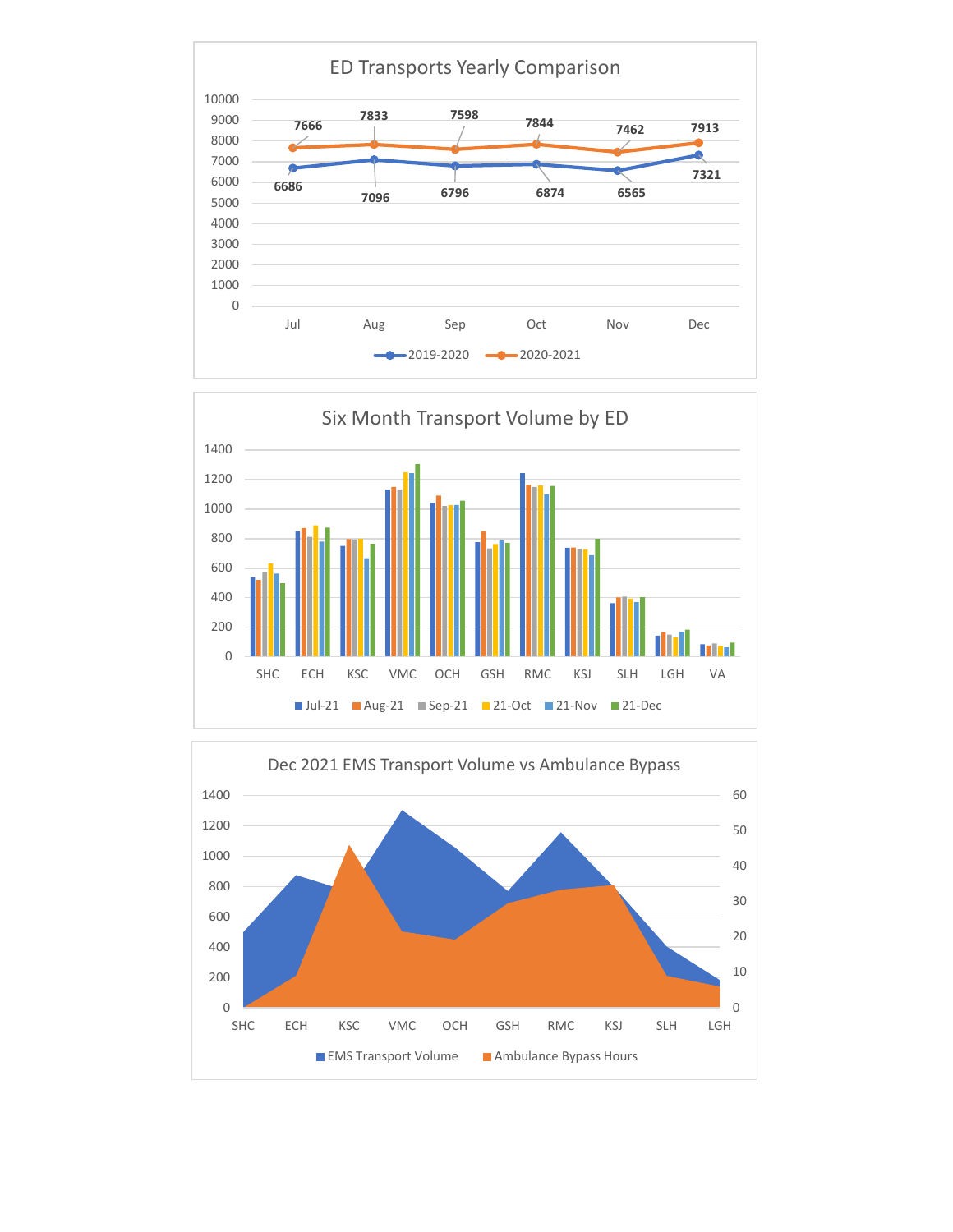ED Transports Yearly Comparison

10000
9000
8000
7000
6000
5000
4000
3000
2000
1000
0

7666
7833
7598
7844
7462
7913

6686
7096
6796
6874
6565
7321

Jul
Aug
Sep
Oct
Nov
Dec

2019-2020
2020-2021

Six Month Transport Volume by ED

1400
1200
1000
800
600
400
200
0

SHC
ECH
KSC
VMC
OCH
GSH
RMC
KSJ
SLH
LGH
VA

Jul-21
Aug-21
Sep-21
21-Oct
21-Nov
21-Dec

Dec 2021 EMS Transport Volume vs Ambulance Bypass

1400
1200
1000
800
600
400
200
0

60
50
40
30
20
10
0

SHC
ECH
KSC
VMC
OCH
GSH
RMC
KSJ
SLH
LGH

EMS Transport Volume
Ambulance Bypass Hours